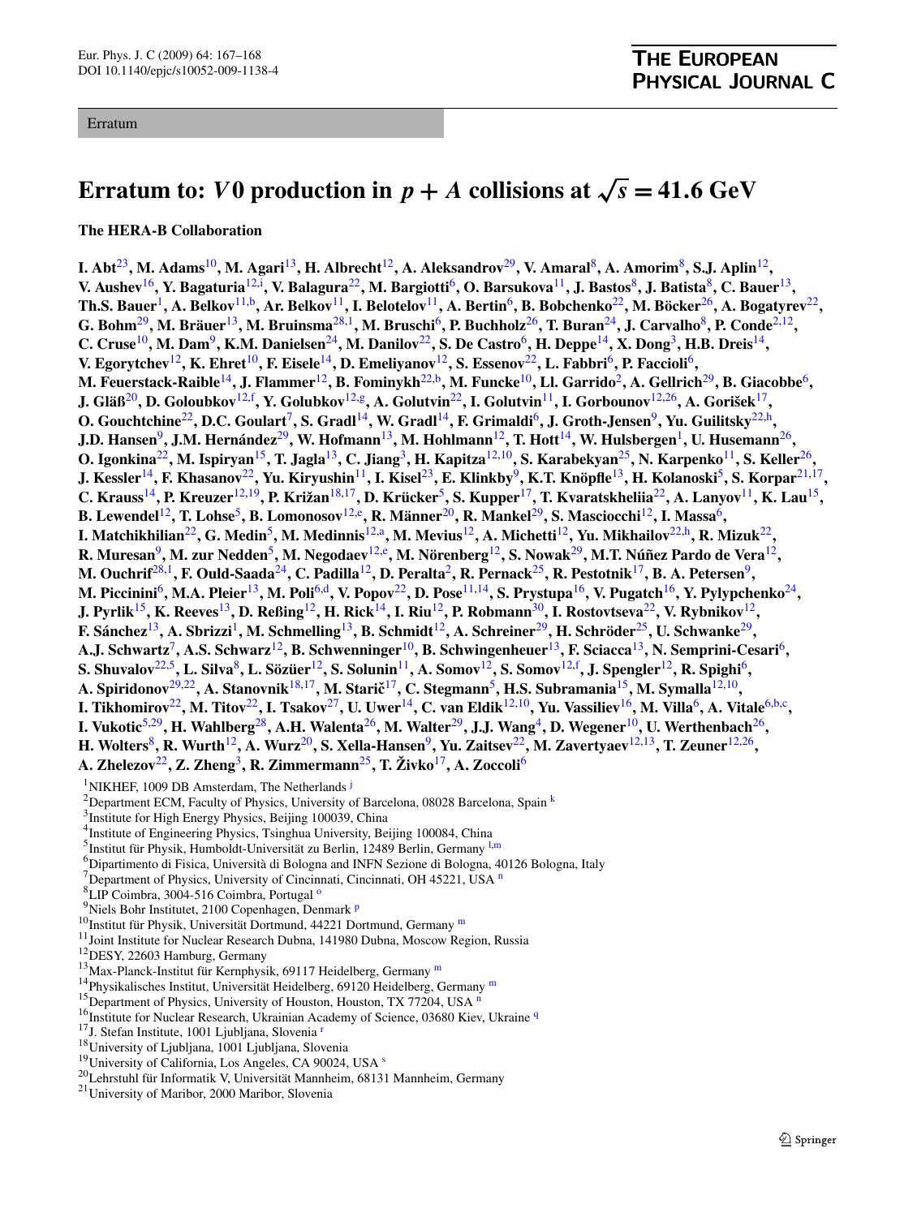Erratum

# Erratum to: $V0$ production in $p + A$ collisions at $\sqrt{s} = 41.6$ GeV

**The HERA-B Collaboration**

**I. Abt[23], M. Adams[10], M. Agari[13], H. Albrecht[12], A. Aleksandrov[29], V. Amaral[8], A. Amorim[8], S.J. Aplin[12], V. Aushev[16], Y. Bagaturia[12,i], V. Balagura[22], M. Bargiotti[6], O. Barsukova[11], J. Bastos[8], J. Batista[8], C. Bauer[13], Th.S. Bauer[1], A. Belkov[11,b], Ar. Belkov[11], I. Belotelov[11], A. Bertin[6], B. Bobchenko[22], M. Böcker[26], A. Bogatyrev[22], G. Bohm[29], M. Bräuer[13], M. Bruinsma[28,1], M. Bruschi[6], P. Buchholz[26], T. Buran[24], J. Carvalho[8], P. Conde[2,12], C. Cruse[10], M. Dam[9], K.M. Danielsen[24], M. Danilov[22], S. De Castro[6], H. Deppe[14], X. Dong[3], H.B. Dreis[14], V. Egorytchev[12], K. Ehret[10], F. Eisele[14], D. Emeliyanov[12], S. Essenov[22], L. Fabbri[6], P. Faccioli[6], M. Feuerstack-Raible[14], J. Flammer[12], B. Fominykh[22,b], M. Funcke[10], Ll. Garrido[2], A. Gellrich[29], B. Giacobbe[6], J. Gläß[20], D. Goloubkov[12,f], Y. Golubkov[12,g], A. Golutvin[22], I. Golutvin[11], I. Gorbounov[12,26], A. Gorišek[17], O. Gouchtchine[22], D.C. Goulart[7], S. Gradl[14], W. Gradl[14], F. Grimaldi[6], J. Groth-Jensen[9], Yu. Guilitsky[22,h], J.D. Hansen[9], J.M. Hernández[29], W. Hofmann[13], M. Hohlmann[12], T. Hott[14], W. Hulsbergen[1], U. Husemann[26], O. Igonkina[22], M. Ispiryan[15], T. Jagla[13], C. Jiang[3], H. Kapitza[12,10], S. Karabekyan[25], N. Karpenko[11], S. Keller[26], J. Kessler[14], F. Khasanov[22], Yu. Kiryushin[11], I. Kisel[23], E. Klinkby[9], K.T. Knöpfle[13], H. Kolanoski[5], S. Korpar[21,17], C. Krauss[14], P. Kreuzer[12,19], P. Križan[18,17], D. Krücker[5], S. Kupper[17], T. Kvaratskheliia[22], A. Lanyov[11], K. Lau[15], B. Lewendel[12], T. Lohse[5], B. Lomonosov[12,e], R. Männer[20], R. Mankel[29], S. Masciocchi[12], I. Massa[6], I. Matchikhilian[22], G. Medin[5], M. Medinnis[12,a], M. Mevius[12], A. Michetti[12], Yu. Mikhailov[22,h], R. Mizuk[22], R. Muresan[9], M. zur Nedden[5], M. Negodaev[12,e], M. Nörenberg[12], S. Nowak[29], M.T. Núñez Pardo de Vera[12], M. Ouchrif[28,1], F. Ould-Saada[24], C. Padilla[12], D. Peralta[2], R. Pernack[25], R. Pestotnik[17], B. A. Petersen[9], M. Piccinini[6], M.A. Pleier[13], M. Poli[6,d], V. Popov[22], D. Pose[11,14], S. Prystupa[16], V. Pugatch[16], Y. Pylypchenko[24], J. Pyrlik[15], K. Reeves[13], D. Reßing[12], H. Rick[14], I. Riu[12], P. Robmann[30], I. Rostovtseva[22], V. Rybnikov[12], F. Sánchez[13], A. Sbrizzi[1], M. Schmelling[13], B. Schmidt[12], A. Schreiner[29], H. Schröder[25], U. Schwanke[29], A.J. Schwartz[7], A.S. Schwarz[12], B. Schwenninger[10], B. Schwingenheuer[13], F. Sciacca[13], N. Semprini-Cesari[6], S. Shuvalov[22,5], L. Silva[8], L. Sözüer[12], S. Solunin[11], A. Somov[12], S. Somov[12,f], J. Spengler[12], R. Spighi[6], A. Spiridonov[29,22], A. Stanovnik[18,17], M. Starič[17], C. Stegmann[5], H.S. Subramania[15], M. Symalla[12,10], I. Tikhomirov[22], M. Titov[22], I. Tsakov[27], U. Uwer[14], C. van Eldik[12,10], Yu. Vassiliev[16], M. Villa[6], A. Vitale[6,b,c], I. Vukotic[5,29], H. Wahlberg[28], A.H. Walenta[26], M. Walter[29], J.J. Wang[4], D. Wegener[10], U. Werthenbach[26], H. Wolters[8], R. Wurth[12], A. Wurz[20], S. Xella-Hansen[9], Yu. Zaitsev[22], M. Zavertyaev[12,13], T. Zeuner[12,26], A. Zhelezov[22], Z. Zheng[3], R. Zimmermann[25], T. Živko[17], A. Zoccoli[6]**

[1] NIKHEF, 1009 DB Amsterdam, The Netherlands [j]
[2] Department ECM, Faculty of Physics, University of Barcelona, 08028 Barcelona, Spain [k]
[3] Institute for High Energy Physics, Beijing 100039, China
[4] Institute of Engineering Physics, Tsinghua University, Beijing 100084, China
[5] Institut für Physik, Humboldt-Universität zu Berlin, 12489 Berlin, Germany [l,m]
[6] Dipartimento di Fisica, Università di Bologna and INFN Sezione di Bologna, 40126 Bologna, Italy
[7] Department of Physics, University of Cincinnati, Cincinnati, OH 45221, USA [n]
[8] LIP Coimbra, 3004-516 Coimbra, Portugal [o]
[9] Niels Bohr Institutet, 2100 Copenhagen, Denmark [p]
[10] Institut für Physik, Universität Dortmund, 44221 Dortmund, Germany [m]
[11] Joint Institute for Nuclear Research Dubna, 141980 Dubna, Moscow Region, Russia
[12] DESY, 22603 Hamburg, Germany
[13] Max-Planck-Institut für Kernphysik, 69117 Heidelberg, Germany [m]
[14] Physikalisches Institut, Universität Heidelberg, 69120 Heidelberg, Germany [m]
[15] Department of Physics, University of Houston, Houston, TX 77204, USA [n]
[16] Institute for Nuclear Research, Ukrainian Academy of Science, 03680 Kiev, Ukraine [q]
[17] J. Stefan Institute, 1001 Ljubljana, Slovenia [r]
[18] University of Ljubljana, 1001 Ljubljana, Slovenia
[19] University of California, Los Angeles, CA 90024, USA [s]
[20] Lehrstuhl für Informatik V, Universität Mannheim, 68131 Mannheim, Germany
[21] University of Maribor, 2000 Maribor, Slovenia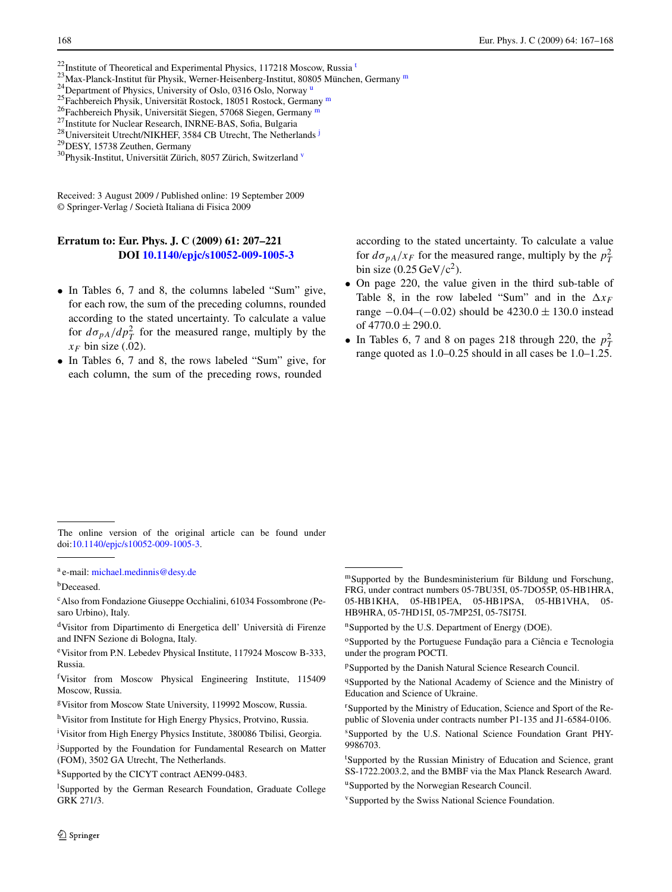[22] Institute of Theoretical and Experimental Physics, 117218 Moscow, Russia [t]
[23] Max-Planck-Institut für Physik, Werner-Heisenberg-Institut, 80805 München, Germany [m]
[24] Department of Physics, University of Oslo, 0316 Oslo, Norway [u]
[25] Fachbereich Physik, Universität Rostock, 18051 Rostock, Germany [m]
[26] Fachbereich Physik, Universität Siegen, 57068 Siegen, Germany [m]
[27] Institute for Nuclear Research, INRNE-BAS, Sofia, Bulgaria
[28] Universiteit Utrecht/NIKHEF, 3584 CB Utrecht, The Netherlands [j]
[29] DESY, 15738 Zeuthen, Germany
[30] Physik-Institut, Universität Zürich, 8057 Zürich, Switzerland [v]

Received: 3 August 2009 / Published online: 19 September 2009
© Springer-Verlag / Società Italiana di Fisica 2009

## Erratum to: Eur. Phys. J. C (2009) 61: 207–221 DOI 10.1140/epjc/s10052-009-1005-3

- In Tables 6, 7 and 8, the columns labeled "Sum" give, for each row, the sum of the preceding columns, rounded according to the stated uncertainty. To calculate a value for $d\sigma_{pA}/dp_T^2$ for the measured range, multiply by the $x_F$ bin size (.02).
- In Tables 6, 7 and 8, the rows labeled "Sum" give, for each column, the sum of the preceding rows, rounded according to the stated uncertainty. To calculate a value for $d\sigma_{pA}/x_F$ for the measured range, multiply by the $p_T^2$ bin size ($0.25\ \text{GeV/c}^2$).
- On page 220, the value given in the third sub-table of Table 8, in the row labeled "Sum" and in the $\Delta x_F$ range $-0.04$–$(-0.02)$ should be $4230.0 \pm 130.0$ instead of $4770.0 \pm 290.0$.
- In Tables 6, 7 and 8 on pages 218 through 220, the $p_T^2$ range quoted as 1.0–0.25 should in all cases be 1.0–1.25.

The online version of the original article can be found under doi:10.1140/epjc/s10052-009-1005-3.

[a] e-mail: michael.medinnis@desy.de

[b] Deceased.

[c] Also from Fondazione Giuseppe Occhialini, 61034 Fossombrone (Pesaro Urbino), Italy.

[d] Visitor from Dipartimento di Energetica dell' Università di Firenze and INFN Sezione di Bologna, Italy.

[e] Visitor from P.N. Lebedev Physical Institute, 117924 Moscow B-333, Russia.

[f] Visitor from Moscow Physical Engineering Institute, 115409 Moscow, Russia.

[g] Visitor from Moscow State University, 119992 Moscow, Russia.

[h] Visitor from Institute for High Energy Physics, Protvino, Russia.

[i] Visitor from High Energy Physics Institute, 380086 Tbilisi, Georgia.

[j] Supported by the Foundation for Fundamental Research on Matter (FOM), 3502 GA Utrecht, The Netherlands.

[k] Supported by the CICYT contract AEN99-0483.

[l] Supported by the German Research Foundation, Graduate College GRK 271/3.

[m] Supported by the Bundesministerium für Bildung und Forschung, FRG, under contract numbers 05-7BU35I, 05-7DO55P, 05-HB1HRA, 05-HB1KHA, 05-HB1PEA, 05-HB1PSA, 05-HB1VHA, 05-HB9HRA, 05-7HD15I, 05-7MP25I, 05-7SI75I.

[n] Supported by the U.S. Department of Energy (DOE).

[o] Supported by the Portuguese Fundação para a Ciência e Tecnologia under the program POCTI.

[p] Supported by the Danish Natural Science Research Council.

[q] Supported by the National Academy of Science and the Ministry of Education and Science of Ukraine.

[r] Supported by the Ministry of Education, Science and Sport of the Republic of Slovenia under contracts number P1-135 and J1-6584-0106.

[s] Supported by the U.S. National Science Foundation Grant PHY-9986703.

[t] Supported by the Russian Ministry of Education and Science, grant SS-1722.2003.2, and the BMBF via the Max Planck Research Award.

[u] Supported by the Norwegian Research Council.

[v] Supported by the Swiss National Science Foundation.